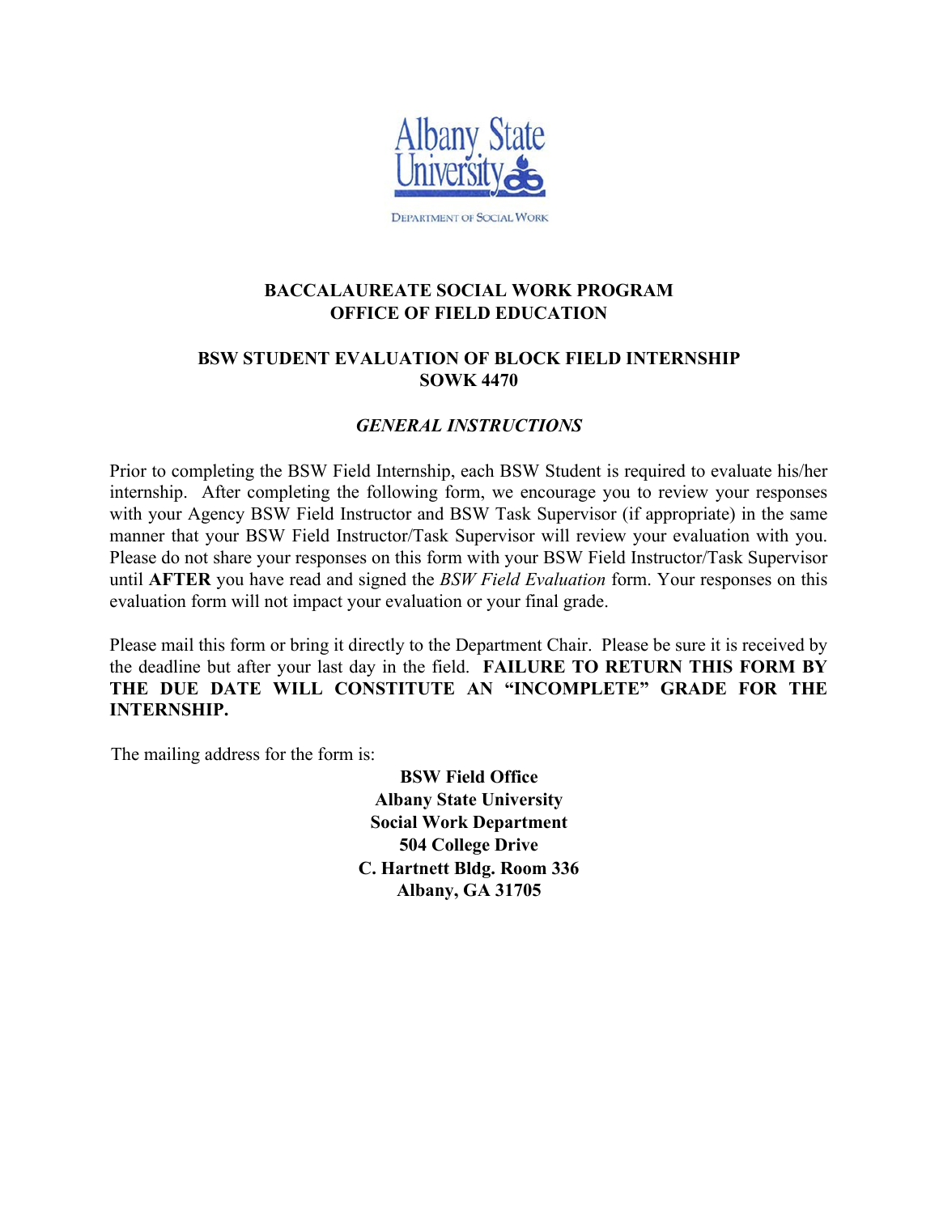Albany State University

DEPARTMENT OF SOCIAL WORK

# BACCALAUREATE SOCIAL WORK PROGRAM
# OFFICE OF FIELD EDUCATION

## BSW STUDENT EVALUATION OF BLOCK FIELD INTERNSHIP
## SOWK 4470

### *GENERAL INSTRUCTIONS*

Prior to completing the BSW Field Internship, each BSW Student is required to evaluate his/her internship. After completing the following form, we encourage you to review your responses with your Agency BSW Field Instructor and BSW Task Supervisor (if appropriate) in the same manner that your BSW Field Instructor/Task Supervisor will review your evaluation with you. Please do not share your responses on this form with your BSW Field Instructor/Task Supervisor until **AFTER** you have read and signed the *BSW Field Evaluation* form. Your responses on this evaluation form will not impact your evaluation or your final grade.

Please mail this form or bring it directly to the Department Chair. Please be sure it is received by the deadline but after your last day in the field. **FAILURE TO RETURN THIS FORM BY THE DUE DATE WILL CONSTITUTE AN "INCOMPLETE" GRADE FOR THE INTERNSHIP.**

The mailing address for the form is:

**BSW Field Office**
**Albany State University**
**Social Work Department**
**504 College Drive**
**C. Hartnett Bldg. Room 336**
**Albany, GA 31705**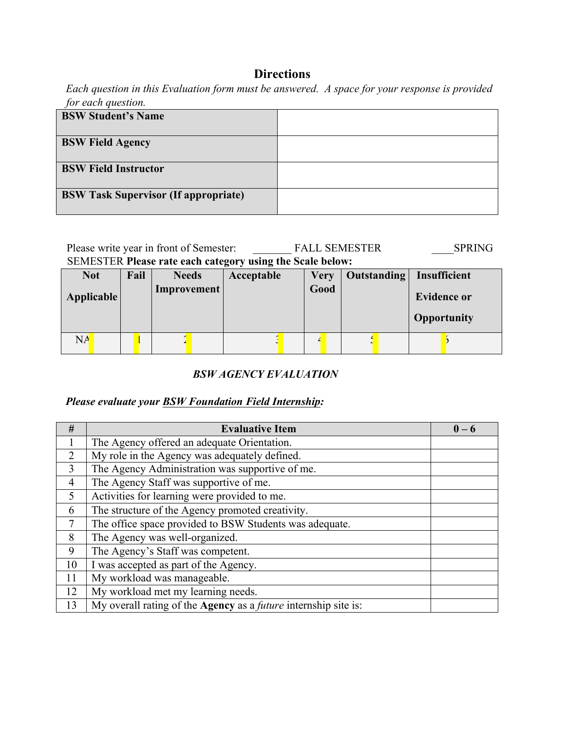## Directions

*Each question in this Evaluation form must be answered. A space for your response is provided for each question.*

| **BSW Student's Name** | |
|---|---|
| **BSW Field Agency** | |
| **BSW Field Instructor** | |
| **BSW Task Supervisor (If appropriate)** | |

Please write year in front of Semester: _______ FALL SEMESTER ____SPRING SEMESTER **Please rate each category using the Scale below:**

| Not Applicable | Fail | Needs Improvement | Acceptable | Very Good | Outstanding | Insufficient Evidence or Opportunity |
|---|---|---|---|---|---|---|
| NA | 1 | 2 | 3 | 4 | 5 | 6 |

***BSW AGENCY EVALUATION***

***Please evaluate your BSW Foundation Field Internship:***

| # | Evaluative Item | 0 – 6 |
|---|---|---|
| 1 | The Agency offered an adequate Orientation. | |
| 2 | My role in the Agency was adequately defined. | |
| 3 | The Agency Administration was supportive of me. | |
| 4 | The Agency Staff was supportive of me. | |
| 5 | Activities for learning were provided to me. | |
| 6 | The structure of the Agency promoted creativity. | |
| 7 | The office space provided to BSW Students was adequate. | |
| 8 | The Agency was well-organized. | |
| 9 | The Agency's Staff was competent. | |
| 10 | I was accepted as part of the Agency. | |
| 11 | My workload was manageable. | |
| 12 | My workload met my learning needs. | |
| 13 | My overall rating of the **Agency** as a *future* internship site is: | |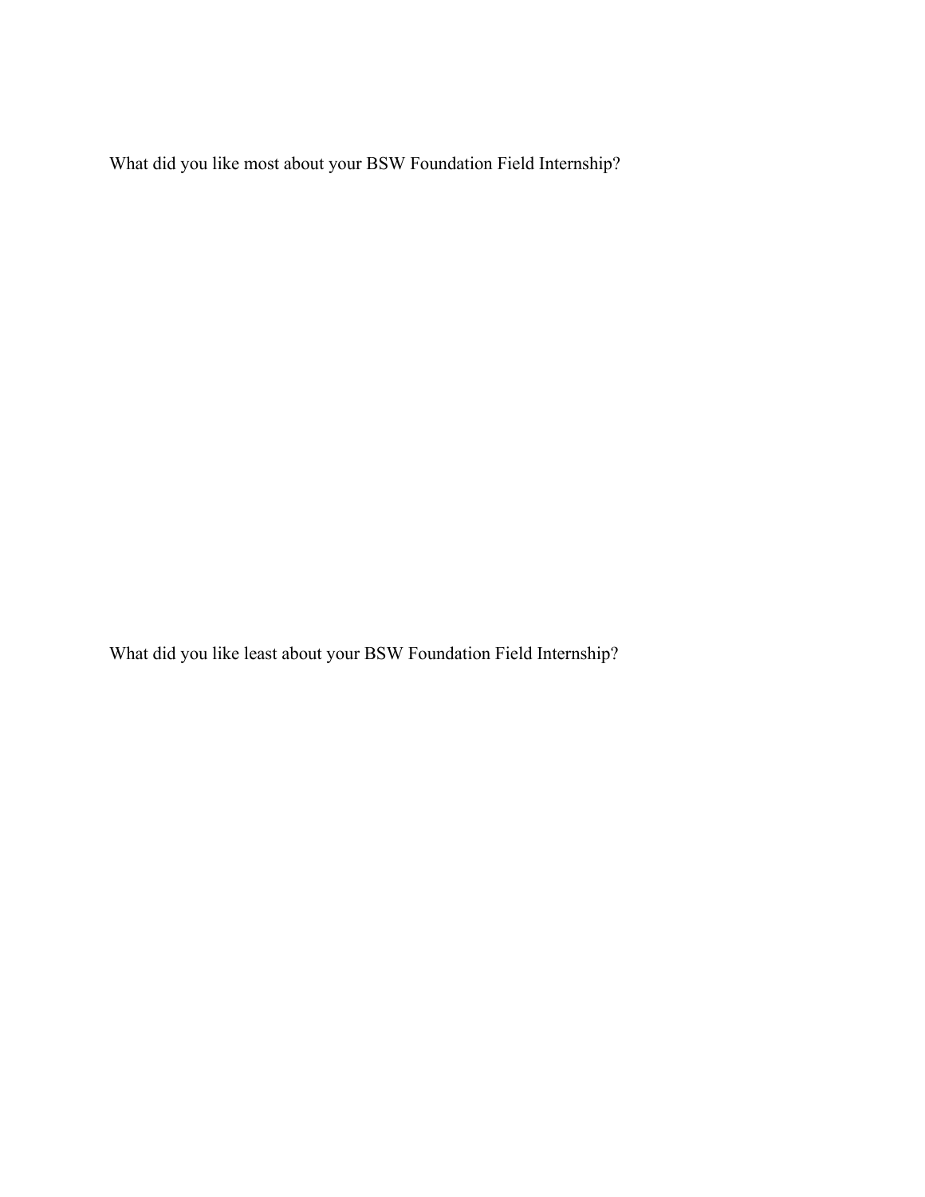What did you like most about your BSW Foundation Field Internship?

What did you like least about your BSW Foundation Field Internship?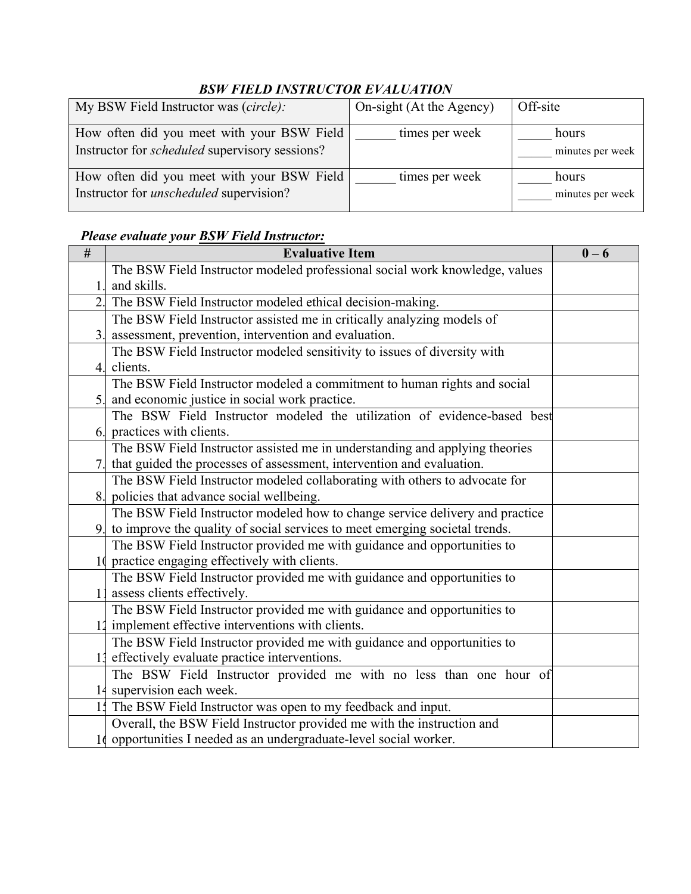### *BSW FIELD INSTRUCTOR EVALUATION*

| My BSW Field Instructor was (*circle):* | On-sight (At the Agency) | Off-site |
|---|---|---|
| How often did you meet with your BSW Field Instructor for *scheduled* supervisory sessions? | ______ times per week | _____ hours<br>______ minutes per week |
| How often did you meet with your BSW Field Instructor for *unscheduled* supervision? | ______ times per week | _____ hours<br>______ minutes per week |

***Please evaluate your BSW Field Instructor:***

| # | Evaluative Item | 0 – 6 |
|---|---|---|
| 1. | The BSW Field Instructor modeled professional social work knowledge, values and skills. | |
| 2. | The BSW Field Instructor modeled ethical decision-making. | |
| 3. | The BSW Field Instructor assisted me in critically analyzing models of assessment, prevention, intervention and evaluation. | |
| 4. | The BSW Field Instructor modeled sensitivity to issues of diversity with clients. | |
| 5. | The BSW Field Instructor modeled a commitment to human rights and social and economic justice in social work practice. | |
| 6. | The BSW Field Instructor modeled the utilization of evidence-based best practices with clients. | |
| 7. | The BSW Field Instructor assisted me in understanding and applying theories that guided the processes of assessment, intervention and evaluation. | |
| 8. | The BSW Field Instructor modeled collaborating with others to advocate for policies that advance social wellbeing. | |
| 9. | The BSW Field Instructor modeled how to change service delivery and practice to improve the quality of social services to meet emerging societal trends. | |
| 10 | The BSW Field Instructor provided me with guidance and opportunities to practice engaging effectively with clients. | |
| 11 | The BSW Field Instructor provided me with guidance and opportunities to assess clients effectively. | |
| 12 | The BSW Field Instructor provided me with guidance and opportunities to implement effective interventions with clients. | |
| 13 | The BSW Field Instructor provided me with guidance and opportunities to effectively evaluate practice interventions. | |
| 14 | The BSW Field Instructor provided me with no less than one hour of supervision each week. | |
| 15 | The BSW Field Instructor was open to my feedback and input. | |
| 16 | Overall, the BSW Field Instructor provided me with the instruction and opportunities I needed as an undergraduate-level social worker. | |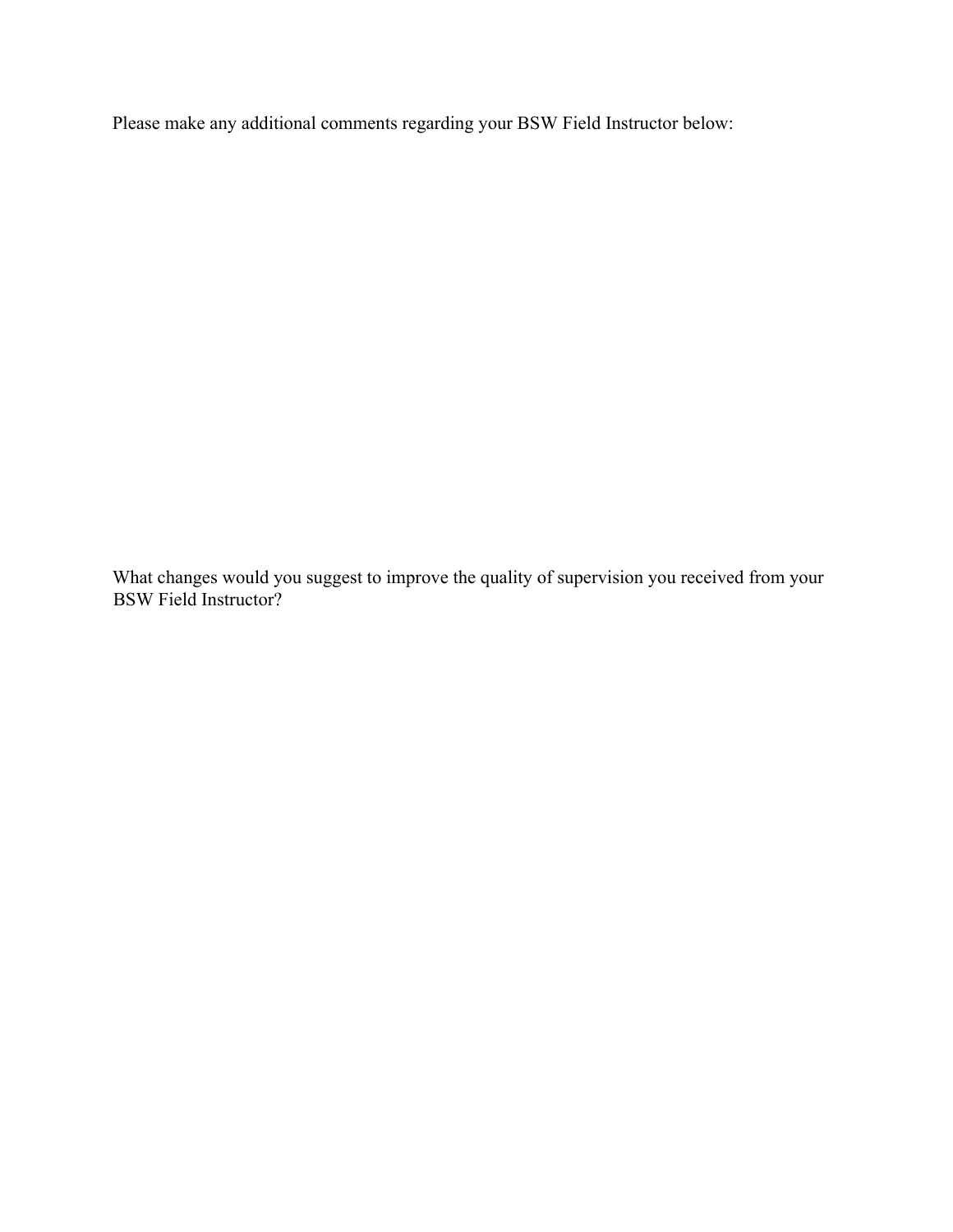Please make any additional comments regarding your BSW Field Instructor below:

What changes would you suggest to improve the quality of supervision you received from your BSW Field Instructor?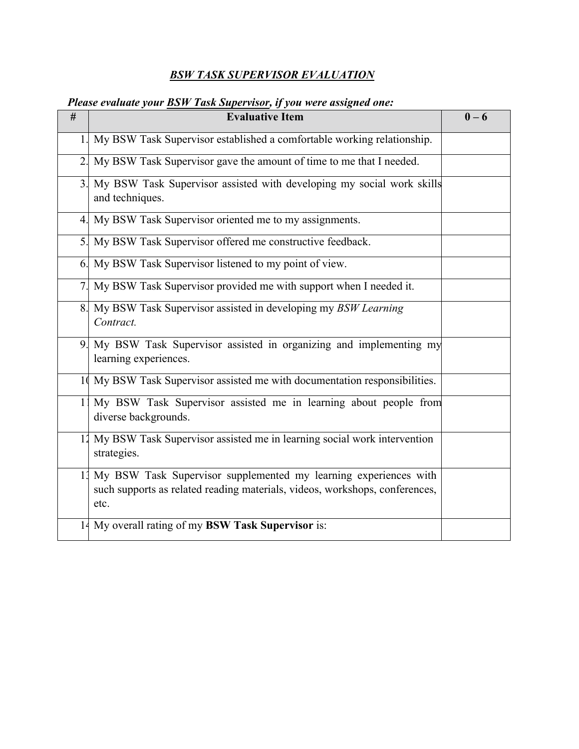***BSW TASK SUPERVISOR EVALUATION***

***Please evaluate your BSW Task Supervisor, if you were assigned one:***

| # | Evaluative Item | 0 – 6 |
|---|---|---|
| 1. | My BSW Task Supervisor established a comfortable working relationship. | |
| 2. | My BSW Task Supervisor gave the amount of time to me that I needed. | |
| 3. | My BSW Task Supervisor assisted with developing my social work skills and techniques. | |
| 4. | My BSW Task Supervisor oriented me to my assignments. | |
| 5. | My BSW Task Supervisor offered me constructive feedback. | |
| 6. | My BSW Task Supervisor listened to my point of view. | |
| 7. | My BSW Task Supervisor provided me with support when I needed it. | |
| 8. | My BSW Task Supervisor assisted in developing my *BSW Learning Contract.* | |
| 9. | My BSW Task Supervisor assisted in organizing and implementing my learning experiences. | |
| 10 | My BSW Task Supervisor assisted me with documentation responsibilities. | |
| 11 | My BSW Task Supervisor assisted me in learning about people from diverse backgrounds. | |
| 12 | My BSW Task Supervisor assisted me in learning social work intervention strategies. | |
| 13 | My BSW Task Supervisor supplemented my learning experiences with such supports as related reading materials, videos, workshops, conferences, etc. | |
| 14 | My overall rating of my **BSW Task Supervisor** is: | |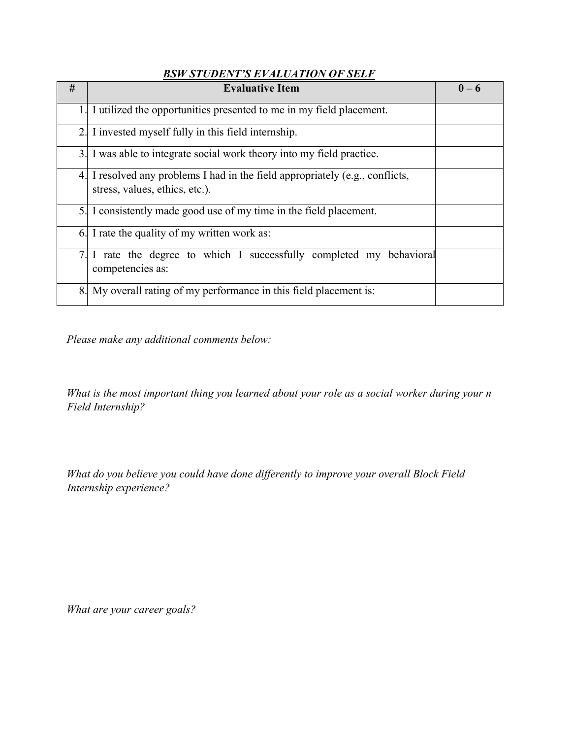***BSW STUDENT'S EVALUATION OF SELF***

| # | Evaluative Item | 0 – 6 |
|---|---|---|
| 1. | I utilized the opportunities presented to me in my field placement. | |
| 2. | I invested myself fully in this field internship. | |
| 3. | I was able to integrate social work theory into my field practice. | |
| 4. | I resolved any problems I had in the field appropriately (e.g., conflicts, stress, values, ethics, etc.). | |
| 5. | I consistently made good use of my time in the field placement. | |
| 6. | I rate the quality of my written work as: | |
| 7. | I rate the degree to which I successfully completed my behavioral competencies as: | |
| 8. | My overall rating of my performance in this field placement is: | |

*Please make any additional comments below:*

*What is the most important thing you learned about your role as a social worker during your n Field Internship?*

*What do you believe you could have done differently to improve your overall Block Field Internship experience?*

*What are your career goals?*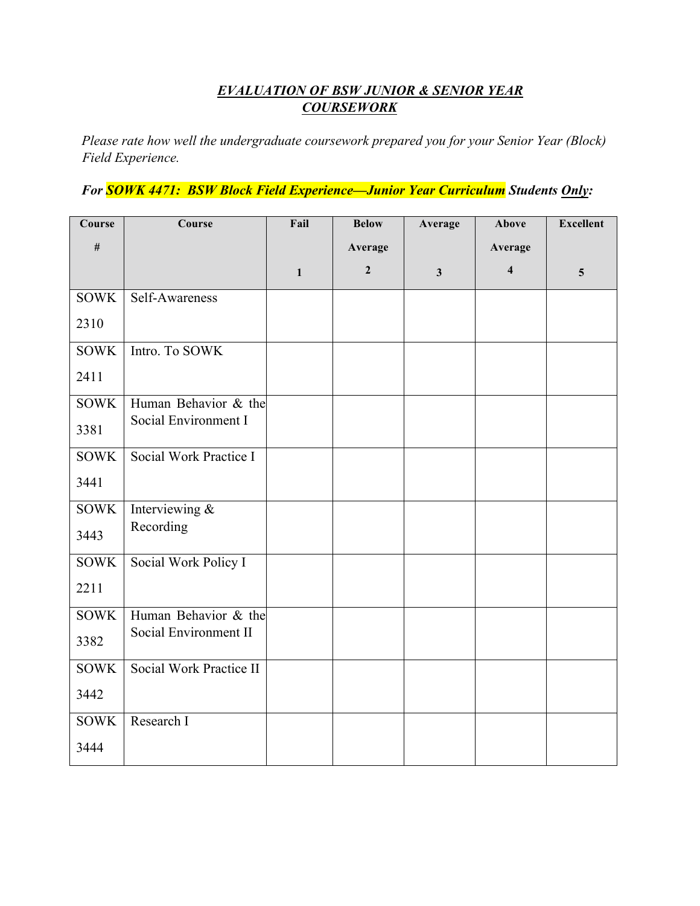## *EVALUATION OF BSW JUNIOR & SENIOR YEAR COURSEWORK*

*Please rate how well the undergraduate coursework prepared you for your Senior Year (Block) Field Experience.*

***For SOWK 4471: BSW Block Field Experience—Junior Year Curriculum Students Only:***

| Course # | Course | Fail 1 | Below Average 2 | Average 3 | Above Average 4 | Excellent 5 |
|---|---|---|---|---|---|---|
| SOWK 2310 | Self-Awareness | | | | | |
| SOWK 2411 | Intro. To SOWK | | | | | |
| SOWK 3381 | Human Behavior & the Social Environment I | | | | | |
| SOWK 3441 | Social Work Practice I | | | | | |
| SOWK 3443 | Interviewing & Recording | | | | | |
| SOWK 2211 | Social Work Policy I | | | | | |
| SOWK 3382 | Human Behavior & the Social Environment II | | | | | |
| SOWK 3442 | Social Work Practice II | | | | | |
| SOWK 3444 | Research I | | | | | |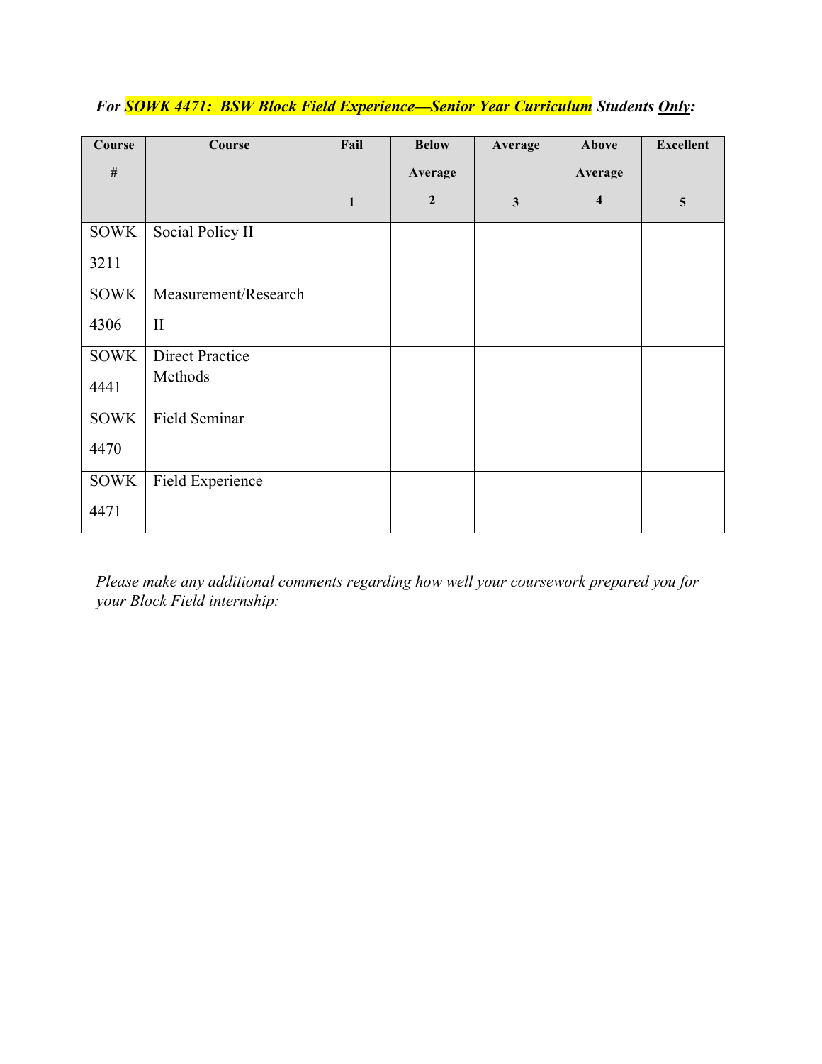*For SOWK 4471: BSW Block Field Experience—Senior Year Curriculum Students <u>Only</u>:*

| Course # | Course | Fail 1 | Below Average 2 | Average 3 | Above Average 4 | Excellent 5 |
|---|---|---|---|---|---|---|
| SOWK 3211 | Social Policy II | | | | | |
| SOWK 4306 | Measurement/Research II | | | | | |
| SOWK 4441 | Direct Practice Methods | | | | | |
| SOWK 4470 | Field Seminar | | | | | |
| SOWK 4471 | Field Experience | | | | | |

*Please make any additional comments regarding how well your coursework prepared you for your Block Field internship:*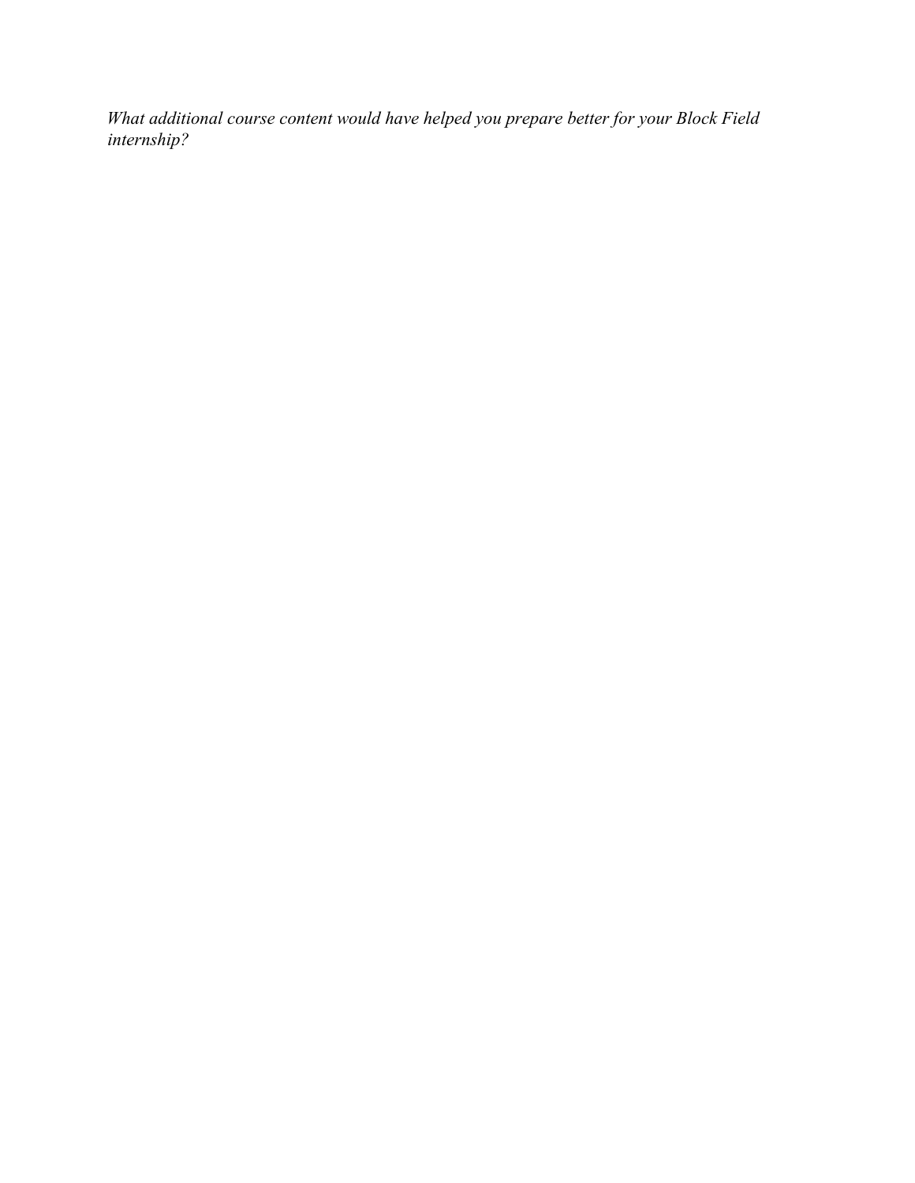*What additional course content would have helped you prepare better for your Block Field internship?*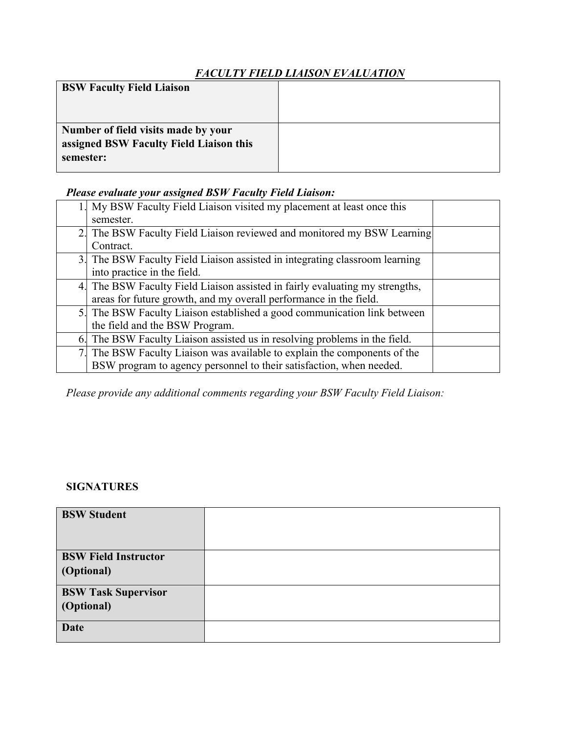***FACULTY FIELD LIAISON EVALUATION***

| | |
|---|---|
| **BSW Faculty Field Liaison** | |
| **Number of field visits made by your assigned BSW Faculty Field Liaison this semester:** | |

***Please evaluate your assigned BSW Faculty Field Liaison:***

| | | |
|---|---|---|
| 1. | My BSW Faculty Field Liaison visited my placement at least once this semester. | |
| 2. | The BSW Faculty Field Liaison reviewed and monitored my BSW Learning Contract. | |
| 3. | The BSW Faculty Field Liaison assisted in integrating classroom learning into practice in the field. | |
| 4. | The BSW Faculty Field Liaison assisted in fairly evaluating my strengths, areas for future growth, and my overall performance in the field. | |
| 5. | The BSW Faculty Liaison established a good communication link between the field and the BSW Program. | |
| 6. | The BSW Faculty Liaison assisted us in resolving problems in the field. | |
| 7. | The BSW Faculty Liaison was available to explain the components of the BSW program to agency personnel to their satisfaction, when needed. | |

*Please provide any additional comments regarding your BSW Faculty Field Liaison:*

**SIGNATURES**

| | |
|---|---|
| **BSW Student** | |
| **BSW Field Instructor (Optional)** | |
| **BSW Task Supervisor (Optional)** | |
| **Date** | |